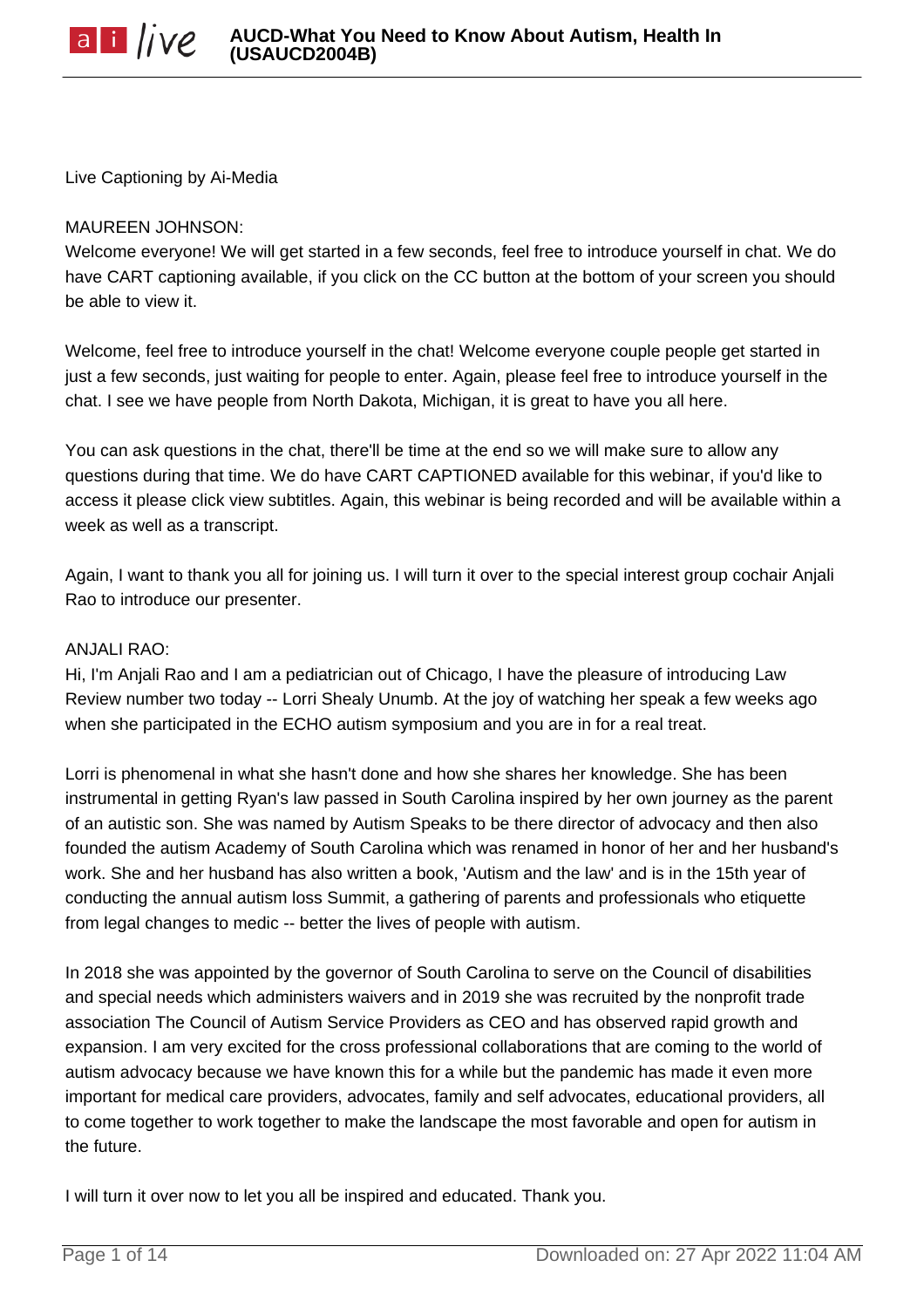Live Captioning by Ai-Media

MAUREEN JOHNSON:
Welcome everyone! We will get started in a few seconds, feel free to introduce yourself in chat. We do have CART captioning available, if you click on the CC button at the bottom of your screen you should be able to view it.

Welcome, feel free to introduce yourself in the chat! Welcome everyone couple people get started in just a few seconds, just waiting for people to enter. Again, please feel free to introduce yourself in the chat. I see we have people from North Dakota, Michigan, it is great to have you all here.

You can ask questions in the chat, there'll be time at the end so we will make sure to allow any questions during that time. We do have CART CAPTIONED available for this webinar, if you'd like to access it please click view subtitles. Again, this webinar is being recorded and will be available within a week as well as a transcript.

Again, I want to thank you all for joining us. I will turn it over to the special interest group cochair Anjali Rao to introduce our presenter.

ANJALI RAO:
Hi, I'm Anjali Rao and I am a pediatrician out of Chicago, I have the pleasure of introducing Law Review number two today -- Lorri Shealy Unumb. At the joy of watching her speak a few weeks ago when she participated in the ECHO autism symposium and you are in for a real treat.

Lorri is phenomenal in what she hasn't done and how she shares her knowledge. She has been instrumental in getting Ryan's law passed in South Carolina inspired by her own journey as the parent of an autistic son. She was named by Autism Speaks to be there director of advocacy and then also founded the autism Academy of South Carolina which was renamed in honor of her and her husband's work. She and her husband has also written a book, 'Autism and the law' and is in the 15th year of conducting the annual autism loss Summit, a gathering of parents and professionals who etiquette from legal changes to medic -- better the lives of people with autism.

In 2018 she was appointed by the governor of South Carolina to serve on the Council of disabilities and special needs which administers waivers and in 2019 she was recruited by the nonprofit trade association The Council of Autism Service Providers as CEO and has observed rapid growth and expansion. I am very excited for the cross professional collaborations that are coming to the world of autism advocacy because we have known this for a while but the pandemic has made it even more important for medical care providers, advocates, family and self advocates, educational providers, all to come together to work together to make the landscape the most favorable and open for autism in the future.

I will turn it over now to let you all be inspired and educated. Thank you.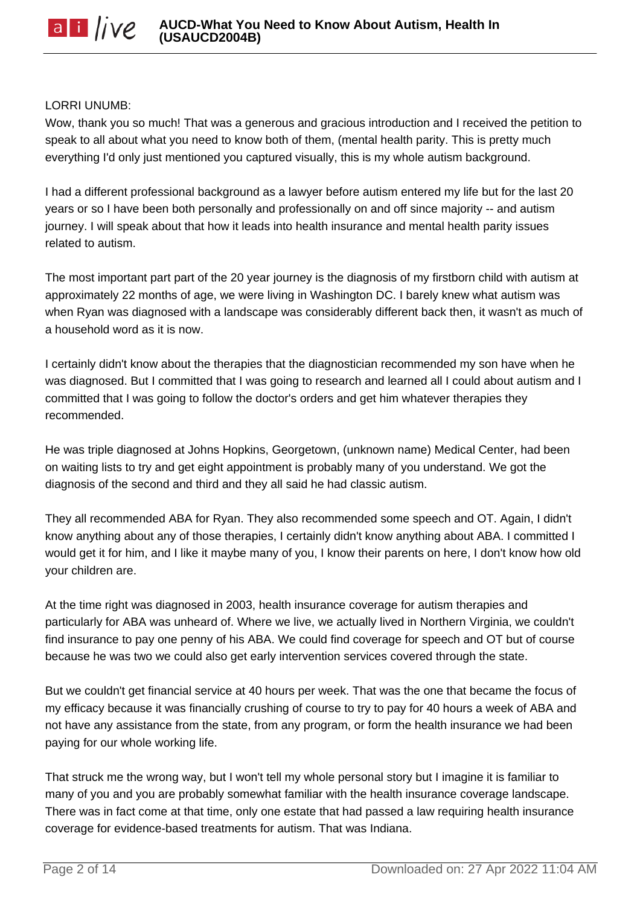LORRI UNUMB:

Wow, thank you so much! That was a generous and gracious introduction and I received the petition to speak to all about what you need to know both of them, (mental health parity. This is pretty much everything I'd only just mentioned you captured visually, this is my whole autism background.

I had a different professional background as a lawyer before autism entered my life but for the last 20 years or so I have been both personally and professionally on and off since majority -- and autism journey. I will speak about that how it leads into health insurance and mental health parity issues related to autism.

The most important part part of the 20 year journey is the diagnosis of my firstborn child with autism at approximately 22 months of age, we were living in Washington DC. I barely knew what autism was when Ryan was diagnosed with a landscape was considerably different back then, it wasn't as much of a household word as it is now.

I certainly didn't know about the therapies that the diagnostician recommended my son have when he was diagnosed. But I committed that I was going to research and learned all I could about autism and I committed that I was going to follow the doctor's orders and get him whatever therapies they recommended.

He was triple diagnosed at Johns Hopkins, Georgetown, (unknown name) Medical Center, had been on waiting lists to try and get eight appointment is probably many of you understand. We got the diagnosis of the second and third and they all said he had classic autism.

They all recommended ABA for Ryan. They also recommended some speech and OT. Again, I didn't know anything about any of those therapies, I certainly didn't know anything about ABA. I committed I would get it for him, and I like it maybe many of you, I know their parents on here, I don't know how old your children are.

At the time right was diagnosed in 2003, health insurance coverage for autism therapies and particularly for ABA was unheard of. Where we live, we actually lived in Northern Virginia, we couldn't find insurance to pay one penny of his ABA. We could find coverage for speech and OT but of course because he was two we could also get early intervention services covered through the state.

But we couldn't get financial service at 40 hours per week. That was the one that became the focus of my efficacy because it was financially crushing of course to try to pay for 40 hours a week of ABA and not have any assistance from the state, from any program, or form the health insurance we had been paying for our whole working life.

That struck me the wrong way, but I won't tell my whole personal story but I imagine it is familiar to many of you and you are probably somewhat familiar with the health insurance coverage landscape. There was in fact come at that time, only one estate that had passed a law requiring health insurance coverage for evidence-based treatments for autism. That was Indiana.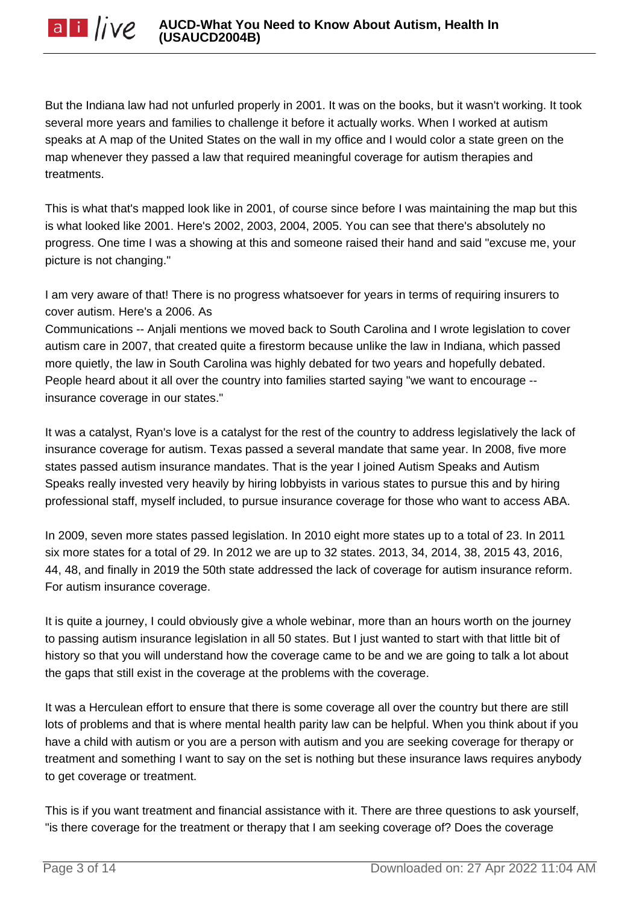But the Indiana law had not unfurled properly in 2001. It was on the books, but it wasn't working. It took several more years and families to challenge it before it actually works. When I worked at autism speaks at A map of the United States on the wall in my office and I would color a state green on the map whenever they passed a law that required meaningful coverage for autism therapies and treatments.

This is what that's mapped look like in 2001, of course since before I was maintaining the map but this is what looked like 2001. Here's 2002, 2003, 2004, 2005. You can see that there's absolutely no progress. One time I was a showing at this and someone raised their hand and said "excuse me, your picture is not changing."

I am very aware of that! There is no progress whatsoever for years in terms of requiring insurers to cover autism. Here's a 2006. As
Communications -- Anjali mentions we moved back to South Carolina and I wrote legislation to cover autism care in 2007, that created quite a firestorm because unlike the law in Indiana, which passed more quietly, the law in South Carolina was highly debated for two years and hopefully debated. People heard about it all over the country into families started saying "we want to encourage -- insurance coverage in our states."

It was a catalyst, Ryan's love is a catalyst for the rest of the country to address legislatively the lack of insurance coverage for autism. Texas passed a several mandate that same year. In 2008, five more states passed autism insurance mandates. That is the year I joined Autism Speaks and Autism Speaks really invested very heavily by hiring lobbyists in various states to pursue this and by hiring professional staff, myself included, to pursue insurance coverage for those who want to access ABA.

In 2009, seven more states passed legislation. In 2010 eight more states up to a total of 23. In 2011 six more states for a total of 29. In 2012 we are up to 32 states. 2013, 34, 2014, 38, 2015 43, 2016, 44, 48, and finally in 2019 the 50th state addressed the lack of coverage for autism insurance reform. For autism insurance coverage.

It is quite a journey, I could obviously give a whole webinar, more than an hours worth on the journey to passing autism insurance legislation in all 50 states. But I just wanted to start with that little bit of history so that you will understand how the coverage came to be and we are going to talk a lot about the gaps that still exist in the coverage at the problems with the coverage.

It was a Herculean effort to ensure that there is some coverage all over the country but there are still lots of problems and that is where mental health parity law can be helpful. When you think about if you have a child with autism or you are a person with autism and you are seeking coverage for therapy or treatment and something I want to say on the set is nothing but these insurance laws requires anybody to get coverage or treatment.

This is if you want treatment and financial assistance with it. There are three questions to ask yourself, "is there coverage for the treatment or therapy that I am seeking coverage of? Does the coverage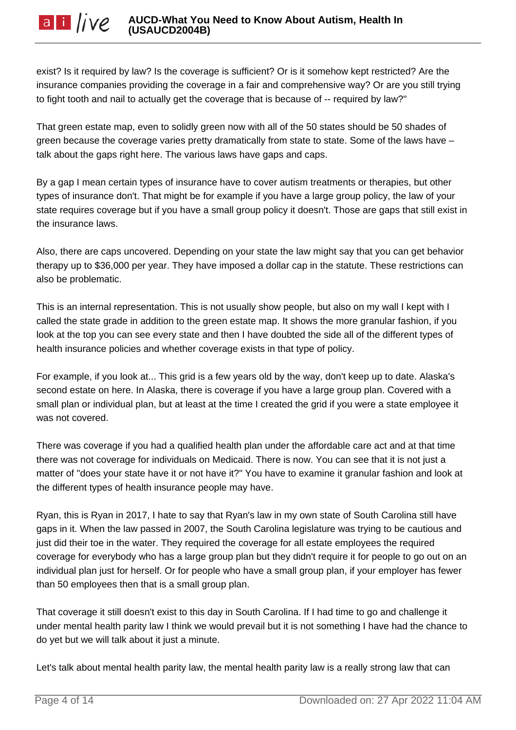exist? Is it required by law? Is the coverage is sufficient? Or is it somehow kept restricted? Are the insurance companies providing the coverage in a fair and comprehensive way? Or are you still trying to fight tooth and nail to actually get the coverage that is because of -- required by law?"

That green estate map, even to solidly green now with all of the 50 states should be 50 shades of green because the coverage varies pretty dramatically from state to state. Some of the laws have – talk about the gaps right here. The various laws have gaps and caps.

By a gap I mean certain types of insurance have to cover autism treatments or therapies, but other types of insurance don't. That might be for example if you have a large group policy, the law of your state requires coverage but if you have a small group policy it doesn't. Those are gaps that still exist in the insurance laws.

Also, there are caps uncovered. Depending on your state the law might say that you can get behavior therapy up to $36,000 per year. They have imposed a dollar cap in the statute. These restrictions can also be problematic.

This is an internal representation. This is not usually show people, but also on my wall I kept with I called the state grade in addition to the green estate map. It shows the more granular fashion, if you look at the top you can see every state and then I have doubted the side all of the different types of health insurance policies and whether coverage exists in that type of policy.

For example, if you look at... This grid is a few years old by the way, don't keep up to date. Alaska's second estate on here. In Alaska, there is coverage if you have a large group plan. Covered with a small plan or individual plan, but at least at the time I created the grid if you were a state employee it was not covered.

There was coverage if you had a qualified health plan under the affordable care act and at that time there was not coverage for individuals on Medicaid. There is now. You can see that it is not just a matter of "does your state have it or not have it?" You have to examine it granular fashion and look at the different types of health insurance people may have.

Ryan, this is Ryan in 2017, I hate to say that Ryan's law in my own state of South Carolina still have gaps in it. When the law passed in 2007, the South Carolina legislature was trying to be cautious and just did their toe in the water. They required the coverage for all estate employees the required coverage for everybody who has a large group plan but they didn't require it for people to go out on an individual plan just for herself. Or for people who have a small group plan, if your employer has fewer than 50 employees then that is a small group plan.

That coverage it still doesn't exist to this day in South Carolina. If I had time to go and challenge it under mental health parity law I think we would prevail but it is not something I have had the chance to do yet but we will talk about it just a minute.

Let's talk about mental health parity law, the mental health parity law is a really strong law that can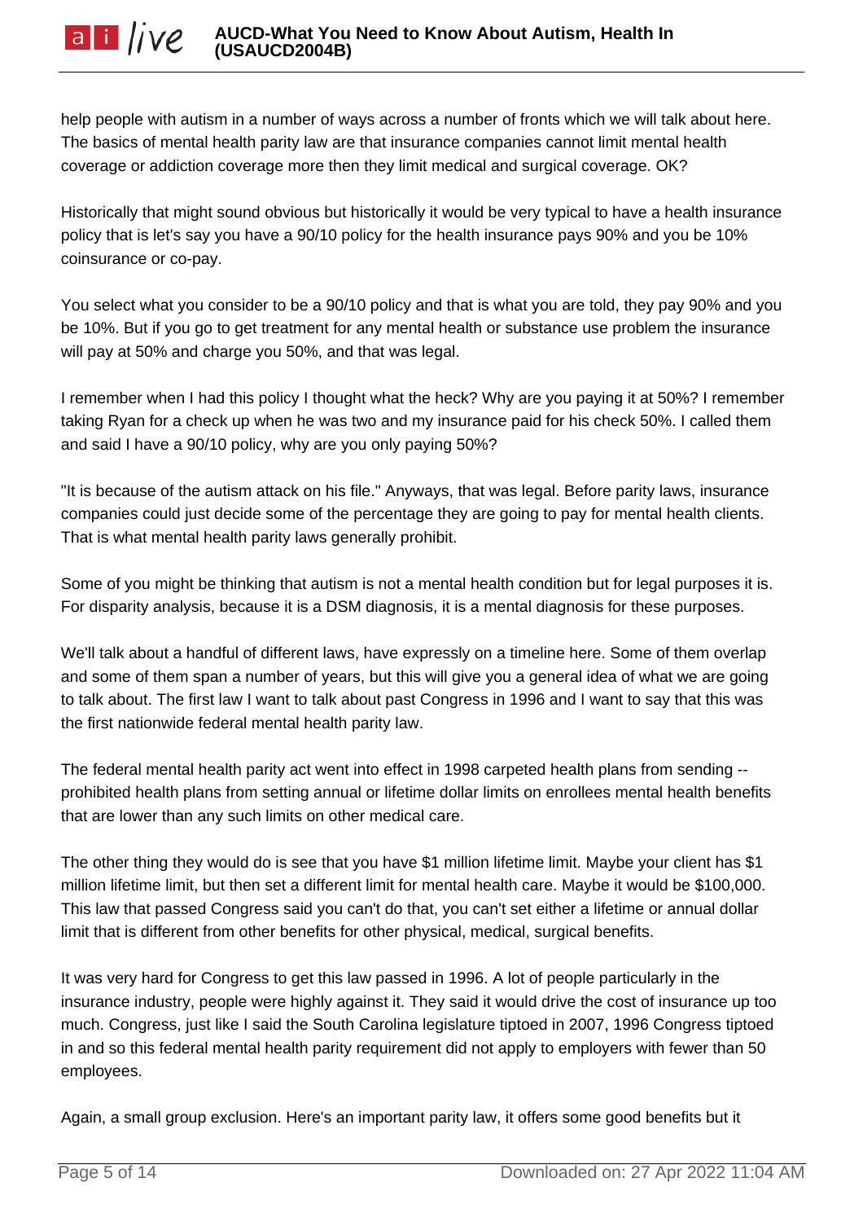help people with autism in a number of ways across a number of fronts which we will talk about here. The basics of mental health parity law are that insurance companies cannot limit mental health coverage or addiction coverage more then they limit medical and surgical coverage. OK?

Historically that might sound obvious but historically it would be very typical to have a health insurance policy that is let's say you have a 90/10 policy for the health insurance pays 90% and you be 10% coinsurance or co-pay.

You select what you consider to be a 90/10 policy and that is what you are told, they pay 90% and you be 10%. But if you go to get treatment for any mental health or substance use problem the insurance will pay at 50% and charge you 50%, and that was legal.

I remember when I had this policy I thought what the heck? Why are you paying it at 50%? I remember taking Ryan for a check up when he was two and my insurance paid for his check 50%. I called them and said I have a 90/10 policy, why are you only paying 50%?

"It is because of the autism attack on his file." Anyways, that was legal. Before parity laws, insurance companies could just decide some of the percentage they are going to pay for mental health clients. That is what mental health parity laws generally prohibit.

Some of you might be thinking that autism is not a mental health condition but for legal purposes it is. For disparity analysis, because it is a DSM diagnosis, it is a mental diagnosis for these purposes.

We'll talk about a handful of different laws, have expressly on a timeline here. Some of them overlap and some of them span a number of years, but this will give you a general idea of what we are going to talk about. The first law I want to talk about past Congress in 1996 and I want to say that this was the first nationwide federal mental health parity law.

The federal mental health parity act went into effect in 1998 carpeted health plans from sending -- prohibited health plans from setting annual or lifetime dollar limits on enrollees mental health benefits that are lower than any such limits on other medical care.

The other thing they would do is see that you have $1 million lifetime limit. Maybe your client has $1 million lifetime limit, but then set a different limit for mental health care. Maybe it would be $100,000. This law that passed Congress said you can't do that, you can't set either a lifetime or annual dollar limit that is different from other benefits for other physical, medical, surgical benefits.

It was very hard for Congress to get this law passed in 1996. A lot of people particularly in the insurance industry, people were highly against it. They said it would drive the cost of insurance up too much. Congress, just like I said the South Carolina legislature tiptoed in 2007, 1996 Congress tiptoed in and so this federal mental health parity requirement did not apply to employers with fewer than 50 employees.

Again, a small group exclusion. Here's an important parity law, it offers some good benefits but it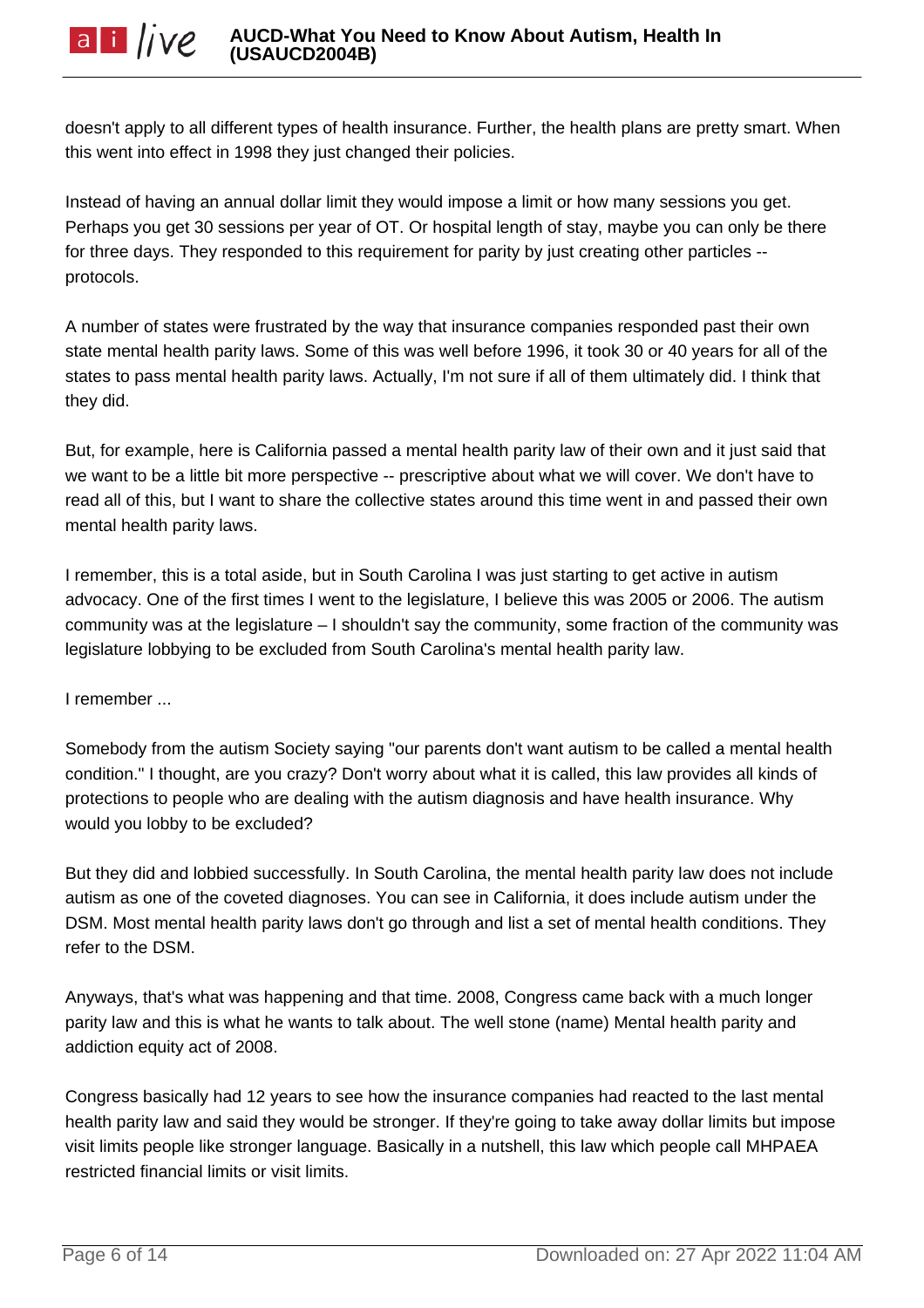doesn't apply to all different types of health insurance. Further, the health plans are pretty smart. When this went into effect in 1998 they just changed their policies.

Instead of having an annual dollar limit they would impose a limit or how many sessions you get. Perhaps you get 30 sessions per year of OT. Or hospital length of stay, maybe you can only be there for three days. They responded to this requirement for parity by just creating other particles -- protocols.

A number of states were frustrated by the way that insurance companies responded past their own state mental health parity laws. Some of this was well before 1996, it took 30 or 40 years for all of the states to pass mental health parity laws. Actually, I'm not sure if all of them ultimately did. I think that they did.

But, for example, here is California passed a mental health parity law of their own and it just said that we want to be a little bit more perspective -- prescriptive about what we will cover. We don't have to read all of this, but I want to share the collective states around this time went in and passed their own mental health parity laws.

I remember, this is a total aside, but in South Carolina I was just starting to get active in autism advocacy. One of the first times I went to the legislature, I believe this was 2005 or 2006. The autism community was at the legislature – I shouldn't say the community, some fraction of the community was legislature lobbying to be excluded from South Carolina's mental health parity law.

I remember ...

Somebody from the autism Society saying "our parents don't want autism to be called a mental health condition." I thought, are you crazy? Don't worry about what it is called, this law provides all kinds of protections to people who are dealing with the autism diagnosis and have health insurance. Why would you lobby to be excluded?

But they did and lobbied successfully. In South Carolina, the mental health parity law does not include autism as one of the coveted diagnoses. You can see in California, it does include autism under the DSM. Most mental health parity laws don't go through and list a set of mental health conditions. They refer to the DSM.

Anyways, that's what was happening and that time. 2008, Congress came back with a much longer parity law and this is what he wants to talk about. The well stone (name) Mental health parity and addiction equity act of 2008.

Congress basically had 12 years to see how the insurance companies had reacted to the last mental health parity law and said they would be stronger. If they're going to take away dollar limits but impose visit limits people like stronger language. Basically in a nutshell, this law which people call MHPAEA restricted financial limits or visit limits.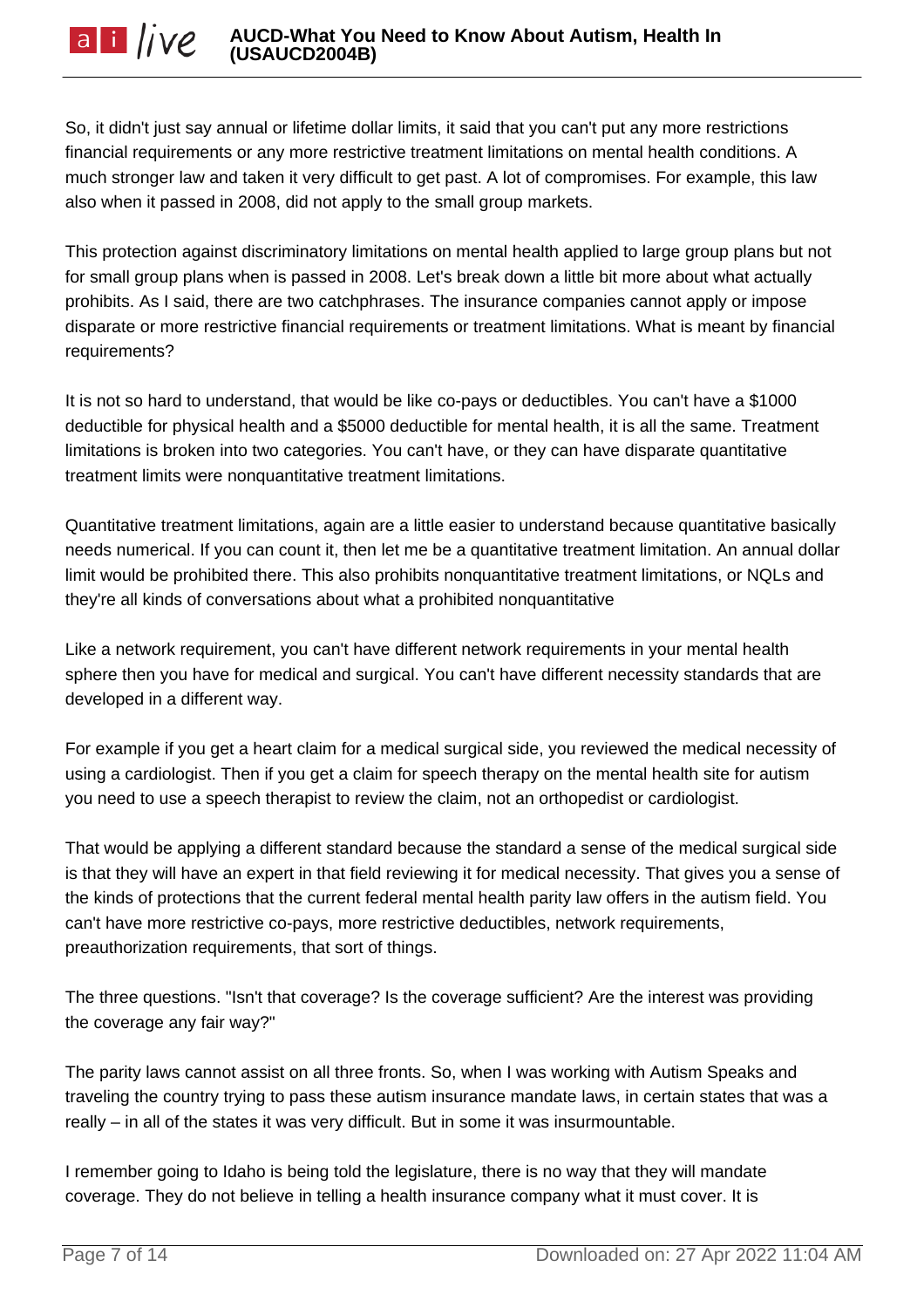So, it didn't just say annual or lifetime dollar limits, it said that you can't put any more restrictions financial requirements or any more restrictive treatment limitations on mental health conditions. A much stronger law and taken it very difficult to get past. A lot of compromises. For example, this law also when it passed in 2008, did not apply to the small group markets.

This protection against discriminatory limitations on mental health applied to large group plans but not for small group plans when is passed in 2008. Let's break down a little bit more about what actually prohibits. As I said, there are two catchphrases. The insurance companies cannot apply or impose disparate or more restrictive financial requirements or treatment limitations. What is meant by financial requirements?

It is not so hard to understand, that would be like co-pays or deductibles. You can't have a $1000 deductible for physical health and a $5000 deductible for mental health, it is all the same. Treatment limitations is broken into two categories. You can't have, or they can have disparate quantitative treatment limits were nonquantitative treatment limitations.

Quantitative treatment limitations, again are a little easier to understand because quantitative basically needs numerical. If you can count it, then let me be a quantitative treatment limitation. An annual dollar limit would be prohibited there. This also prohibits nonquantitative treatment limitations, or NQLs and they're all kinds of conversations about what a prohibited nonquantitative

Like a network requirement, you can't have different network requirements in your mental health sphere then you have for medical and surgical. You can't have different necessity standards that are developed in a different way.

For example if you get a heart claim for a medical surgical side, you reviewed the medical necessity of using a cardiologist. Then if you get a claim for speech therapy on the mental health site for autism you need to use a speech therapist to review the claim, not an orthopedist or cardiologist.

That would be applying a different standard because the standard a sense of the medical surgical side is that they will have an expert in that field reviewing it for medical necessity. That gives you a sense of the kinds of protections that the current federal mental health parity law offers in the autism field. You can't have more restrictive co-pays, more restrictive deductibles, network requirements, preauthorization requirements, that sort of things.

The three questions. "Isn't that coverage? Is the coverage sufficient? Are the interest was providing the coverage any fair way?"

The parity laws cannot assist on all three fronts. So, when I was working with Autism Speaks and traveling the country trying to pass these autism insurance mandate laws, in certain states that was a really – in all of the states it was very difficult. But in some it was insurmountable.

I remember going to Idaho is being told the legislature, there is no way that they will mandate coverage. They do not believe in telling a health insurance company what it must cover. It is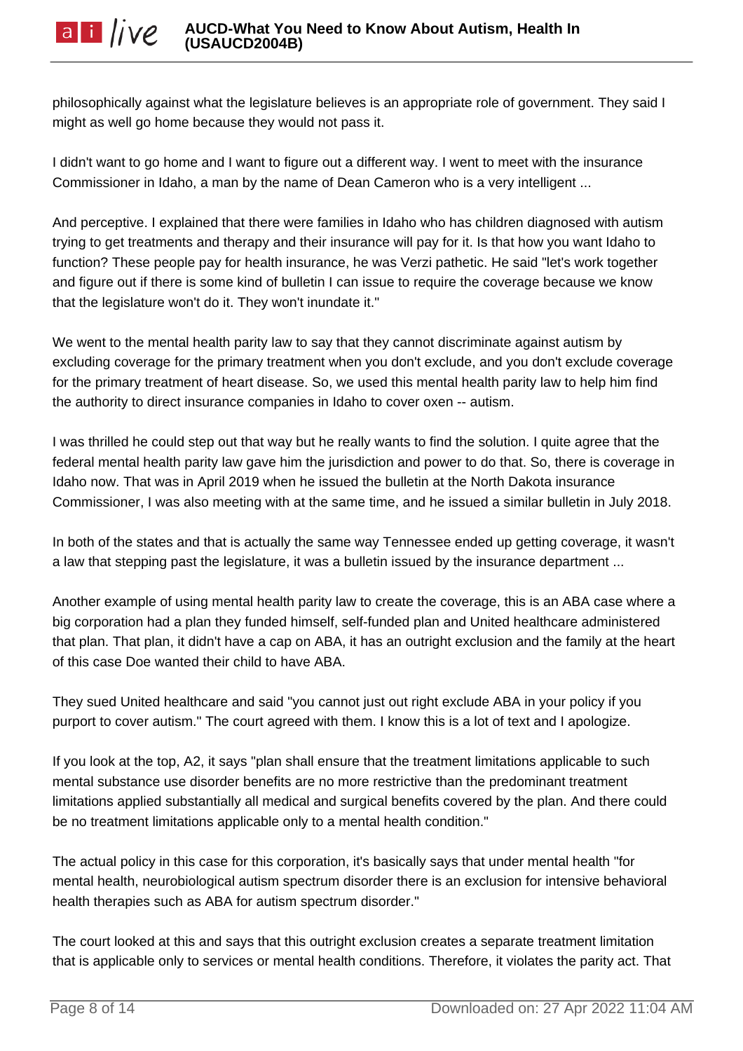philosophically against what the legislature believes is an appropriate role of government. They said I might as well go home because they would not pass it.

I didn't want to go home and I want to figure out a different way. I went to meet with the insurance Commissioner in Idaho, a man by the name of Dean Cameron who is a very intelligent ...

And perceptive. I explained that there were families in Idaho who has children diagnosed with autism trying to get treatments and therapy and their insurance will pay for it. Is that how you want Idaho to function? These people pay for health insurance, he was Verzi pathetic. He said "let's work together and figure out if there is some kind of bulletin I can issue to require the coverage because we know that the legislature won't do it. They won't inundate it."

We went to the mental health parity law to say that they cannot discriminate against autism by excluding coverage for the primary treatment when you don't exclude, and you don't exclude coverage for the primary treatment of heart disease. So, we used this mental health parity law to help him find the authority to direct insurance companies in Idaho to cover oxen -- autism.

I was thrilled he could step out that way but he really wants to find the solution. I quite agree that the federal mental health parity law gave him the jurisdiction and power to do that. So, there is coverage in Idaho now. That was in April 2019 when he issued the bulletin at the North Dakota insurance Commissioner, I was also meeting with at the same time, and he issued a similar bulletin in July 2018.

In both of the states and that is actually the same way Tennessee ended up getting coverage, it wasn't a law that stepping past the legislature, it was a bulletin issued by the insurance department ...

Another example of using mental health parity law to create the coverage, this is an ABA case where a big corporation had a plan they funded himself, self-funded plan and United healthcare administered that plan. That plan, it didn't have a cap on ABA, it has an outright exclusion and the family at the heart of this case Doe wanted their child to have ABA.

They sued United healthcare and said "you cannot just out right exclude ABA in your policy if you purport to cover autism." The court agreed with them. I know this is a lot of text and I apologize.

If you look at the top, A2, it says "plan shall ensure that the treatment limitations applicable to such mental substance use disorder benefits are no more restrictive than the predominant treatment limitations applied substantially all medical and surgical benefits covered by the plan. And there could be no treatment limitations applicable only to a mental health condition."

The actual policy in this case for this corporation, it's basically says that under mental health "for mental health, neurobiological autism spectrum disorder there is an exclusion for intensive behavioral health therapies such as ABA for autism spectrum disorder."

The court looked at this and says that this outright exclusion creates a separate treatment limitation that is applicable only to services or mental health conditions. Therefore, it violates the parity act. That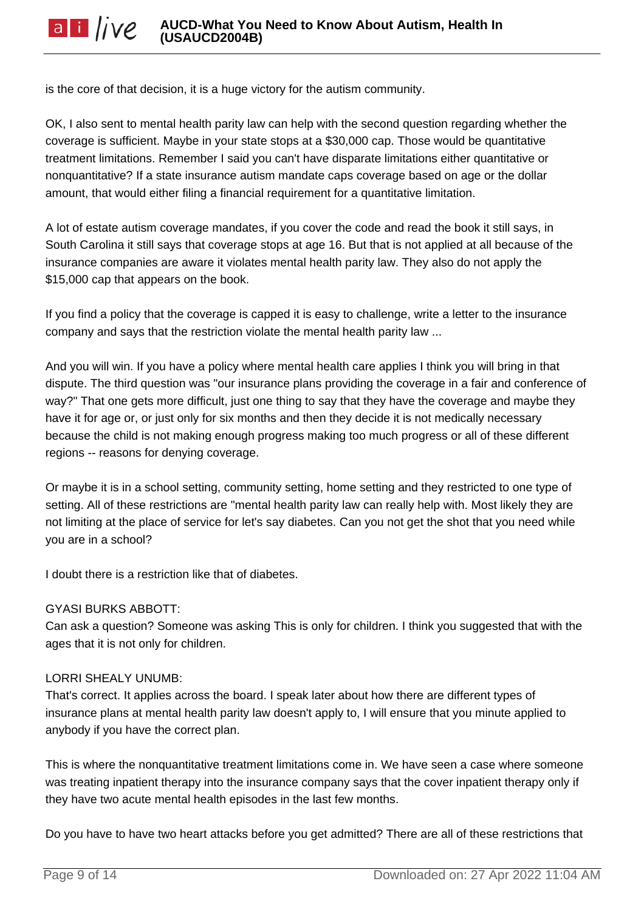is the core of that decision, it is a huge victory for the autism community.

OK, I also sent to mental health parity law can help with the second question regarding whether the coverage is sufficient. Maybe in your state stops at a $30,000 cap. Those would be quantitative treatment limitations. Remember I said you can't have disparate limitations either quantitative or nonquantitative? If a state insurance autism mandate caps coverage based on age or the dollar amount, that would either filing a financial requirement for a quantitative limitation.

A lot of estate autism coverage mandates, if you cover the code and read the book it still says, in South Carolina it still says that coverage stops at age 16. But that is not applied at all because of the insurance companies are aware it violates mental health parity law. They also do not apply the $15,000 cap that appears on the book.

If you find a policy that the coverage is capped it is easy to challenge, write a letter to the insurance company and says that the restriction violate the mental health parity law ...

And you will win. If you have a policy where mental health care applies I think you will bring in that dispute. The third question was "our insurance plans providing the coverage in a fair and conference of way?" That one gets more difficult, just one thing to say that they have the coverage and maybe they have it for age or, or just only for six months and then they decide it is not medically necessary because the child is not making enough progress making too much progress or all of these different regions -- reasons for denying coverage.

Or maybe it is in a school setting, community setting, home setting and they restricted to one type of setting. All of these restrictions are "mental health parity law can really help with. Most likely they are not limiting at the place of service for let's say diabetes. Can you not get the shot that you need while you are in a school?

I doubt there is a restriction like that of diabetes.

GYASI BURKS ABBOTT:
Can ask a question? Someone was asking This is only for children. I think you suggested that with the ages that it is not only for children.

LORRI SHEALY UNUMB:
That's correct. It applies across the board. I speak later about how there are different types of insurance plans at mental health parity law doesn't apply to, I will ensure that you minute applied to anybody if you have the correct plan.

This is where the nonquantitative treatment limitations come in. We have seen a case where someone was treating inpatient therapy into the insurance company says that the cover inpatient therapy only if they have two acute mental health episodes in the last few months.

Do you have to have two heart attacks before you get admitted? There are all of these restrictions that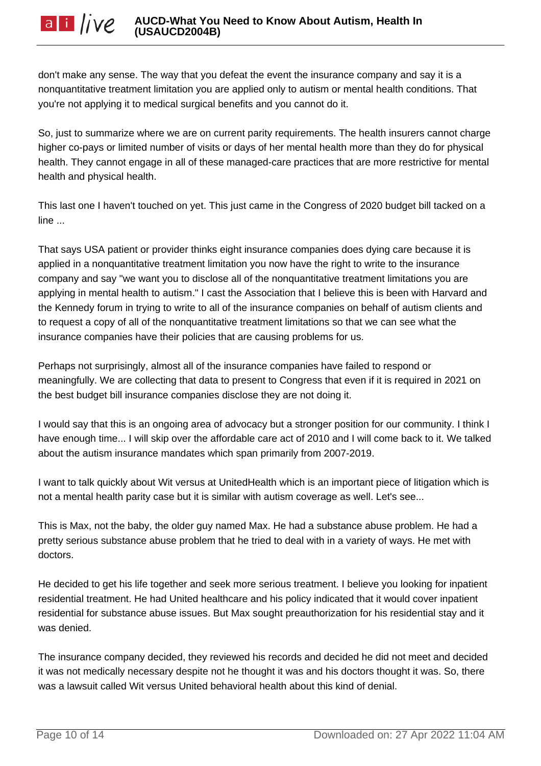don't make any sense. The way that you defeat the event the insurance company and say it is a nonquantitative treatment limitation you are applied only to autism or mental health conditions. That you're not applying it to medical surgical benefits and you cannot do it.

So, just to summarize where we are on current parity requirements. The health insurers cannot charge higher co-pays or limited number of visits or days of her mental health more than they do for physical health. They cannot engage in all of these managed-care practices that are more restrictive for mental health and physical health.

This last one I haven't touched on yet. This just came in the Congress of 2020 budget bill tacked on a line ...

That says USA patient or provider thinks eight insurance companies does dying care because it is applied in a nonquantitative treatment limitation you now have the right to write to the insurance company and say "we want you to disclose all of the nonquantitative treatment limitations you are applying in mental health to autism." I cast the Association that I believe this is been with Harvard and the Kennedy forum in trying to write to all of the insurance companies on behalf of autism clients and to request a copy of all of the nonquantitative treatment limitations so that we can see what the insurance companies have their policies that are causing problems for us.

Perhaps not surprisingly, almost all of the insurance companies have failed to respond or meaningfully. We are collecting that data to present to Congress that even if it is required in 2021 on the best budget bill insurance companies disclose they are not doing it.

I would say that this is an ongoing area of advocacy but a stronger position for our community. I think I have enough time... I will skip over the affordable care act of 2010 and I will come back to it. We talked about the autism insurance mandates which span primarily from 2007-2019.

I want to talk quickly about Wit versus at UnitedHealth which is an important piece of litigation which is not a mental health parity case but it is similar with autism coverage as well. Let's see...

This is Max, not the baby, the older guy named Max. He had a substance abuse problem. He had a pretty serious substance abuse problem that he tried to deal with in a variety of ways. He met with doctors.

He decided to get his life together and seek more serious treatment. I believe you looking for inpatient residential treatment. He had United healthcare and his policy indicated that it would cover inpatient residential for substance abuse issues. But Max sought preauthorization for his residential stay and it was denied.

The insurance company decided, they reviewed his records and decided he did not meet and decided it was not medically necessary despite not he thought it was and his doctors thought it was. So, there was a lawsuit called Wit versus United behavioral health about this kind of denial.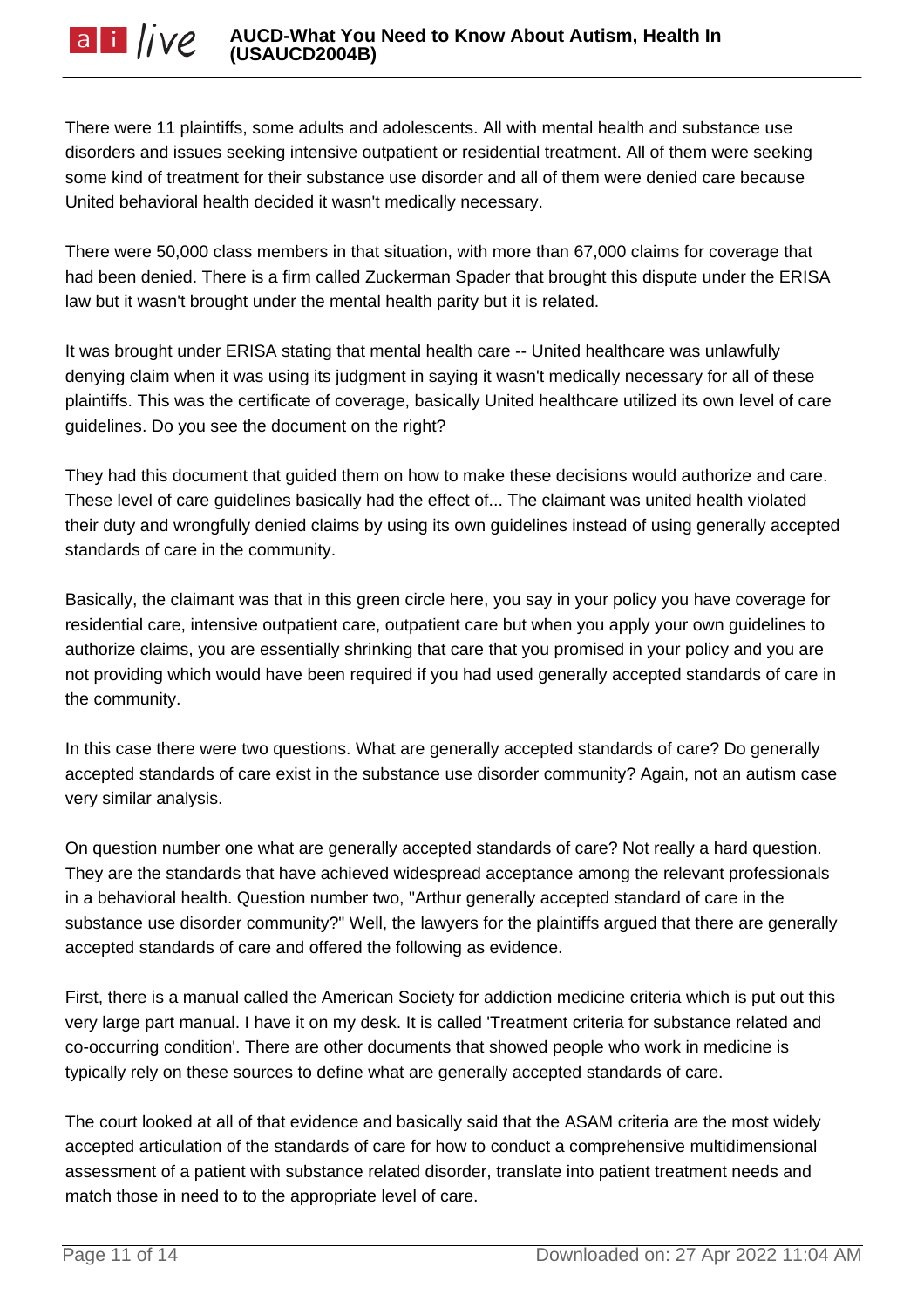There were 11 plaintiffs, some adults and adolescents. All with mental health and substance use disorders and issues seeking intensive outpatient or residential treatment. All of them were seeking some kind of treatment for their substance use disorder and all of them were denied care because United behavioral health decided it wasn't medically necessary.

There were 50,000 class members in that situation, with more than 67,000 claims for coverage that had been denied. There is a firm called Zuckerman Spader that brought this dispute under the ERISA law but it wasn't brought under the mental health parity but it is related.

It was brought under ERISA stating that mental health care -- United healthcare was unlawfully denying claim when it was using its judgment in saying it wasn't medically necessary for all of these plaintiffs. This was the certificate of coverage, basically United healthcare utilized its own level of care guidelines. Do you see the document on the right?

They had this document that guided them on how to make these decisions would authorize and care. These level of care guidelines basically had the effect of... The claimant was united health violated their duty and wrongfully denied claims by using its own guidelines instead of using generally accepted standards of care in the community.

Basically, the claimant was that in this green circle here, you say in your policy you have coverage for residential care, intensive outpatient care, outpatient care but when you apply your own guidelines to authorize claims, you are essentially shrinking that care that you promised in your policy and you are not providing which would have been required if you had used generally accepted standards of care in the community.

In this case there were two questions. What are generally accepted standards of care? Do generally accepted standards of care exist in the substance use disorder community? Again, not an autism case very similar analysis.

On question number one what are generally accepted standards of care? Not really a hard question. They are the standards that have achieved widespread acceptance among the relevant professionals in a behavioral health. Question number two, "Arthur generally accepted standard of care in the substance use disorder community?" Well, the lawyers for the plaintiffs argued that there are generally accepted standards of care and offered the following as evidence.

First, there is a manual called the American Society for addiction medicine criteria which is put out this very large part manual. I have it on my desk. It is called 'Treatment criteria for substance related and co-occurring condition'. There are other documents that showed people who work in medicine is typically rely on these sources to define what are generally accepted standards of care.

The court looked at all of that evidence and basically said that the ASAM criteria are the most widely accepted articulation of the standards of care for how to conduct a comprehensive multidimensional assessment of a patient with substance related disorder, translate into patient treatment needs and match those in need to to the appropriate level of care.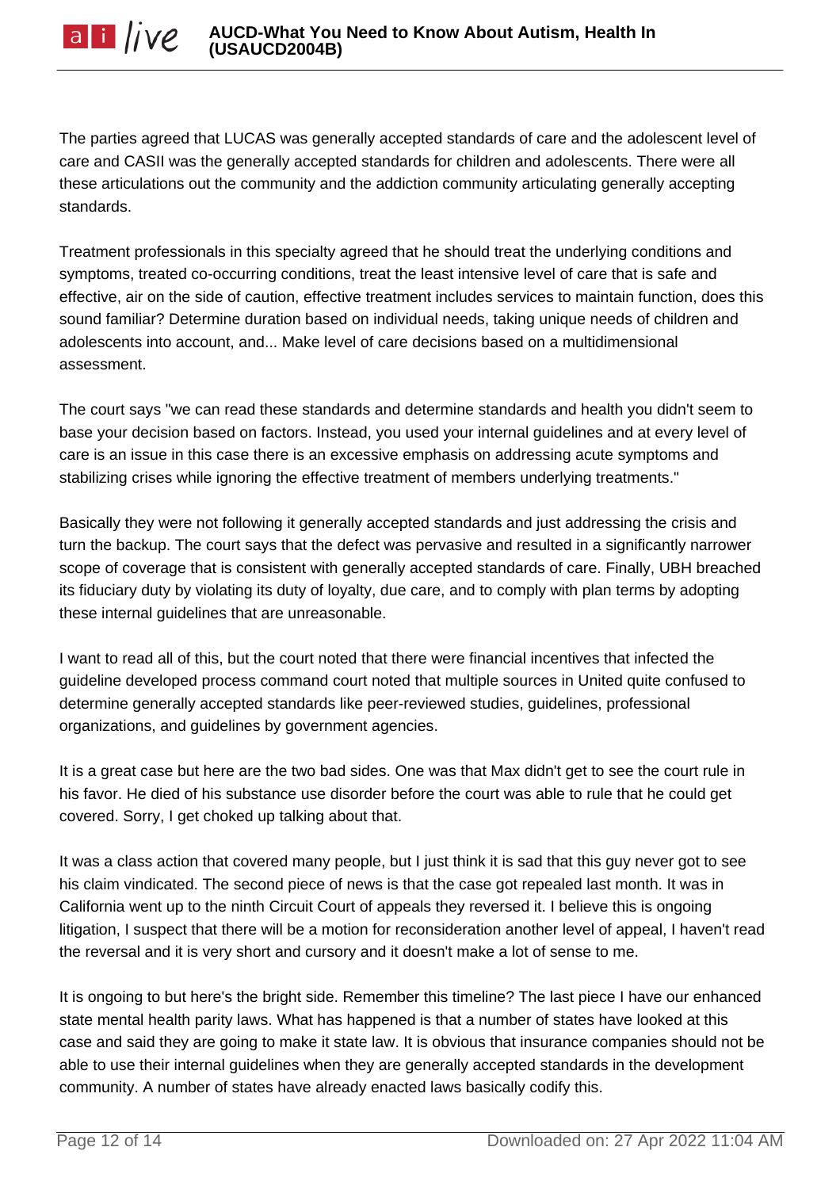The parties agreed that LUCAS was generally accepted standards of care and the adolescent level of care and CASII was the generally accepted standards for children and adolescents. There were all these articulations out the community and the addiction community articulating generally accepting standards.

Treatment professionals in this specialty agreed that he should treat the underlying conditions and symptoms, treated co-occurring conditions, treat the least intensive level of care that is safe and effective, air on the side of caution, effective treatment includes services to maintain function, does this sound familiar? Determine duration based on individual needs, taking unique needs of children and adolescents into account, and... Make level of care decisions based on a multidimensional assessment.

The court says "we can read these standards and determine standards and health you didn't seem to base your decision based on factors. Instead, you used your internal guidelines and at every level of care is an issue in this case there is an excessive emphasis on addressing acute symptoms and stabilizing crises while ignoring the effective treatment of members underlying treatments."

Basically they were not following it generally accepted standards and just addressing the crisis and turn the backup. The court says that the defect was pervasive and resulted in a significantly narrower scope of coverage that is consistent with generally accepted standards of care. Finally, UBH breached its fiduciary duty by violating its duty of loyalty, due care, and to comply with plan terms by adopting these internal guidelines that are unreasonable.

I want to read all of this, but the court noted that there were financial incentives that infected the guideline developed process command court noted that multiple sources in United quite confused to determine generally accepted standards like peer-reviewed studies, guidelines, professional organizations, and guidelines by government agencies.

It is a great case but here are the two bad sides. One was that Max didn't get to see the court rule in his favor. He died of his substance use disorder before the court was able to rule that he could get covered. Sorry, I get choked up talking about that.

It was a class action that covered many people, but I just think it is sad that this guy never got to see his claim vindicated. The second piece of news is that the case got repealed last month. It was in California went up to the ninth Circuit Court of appeals they reversed it. I believe this is ongoing litigation, I suspect that there will be a motion for reconsideration another level of appeal, I haven't read the reversal and it is very short and cursory and it doesn't make a lot of sense to me.

It is ongoing to but here's the bright side. Remember this timeline? The last piece I have our enhanced state mental health parity laws. What has happened is that a number of states have looked at this case and said they are going to make it state law. It is obvious that insurance companies should not be able to use their internal guidelines when they are generally accepted standards in the development community. A number of states have already enacted laws basically codify this.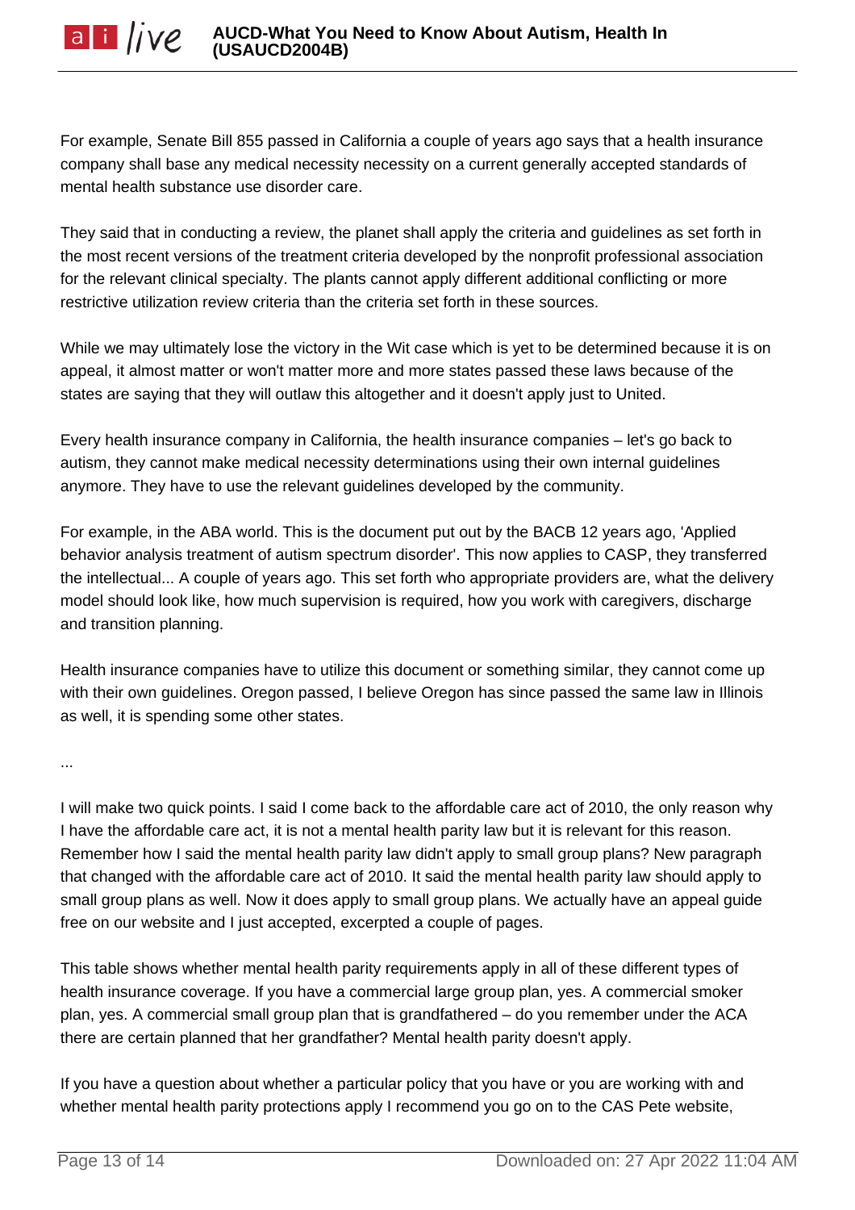For example, Senate Bill 855 passed in California a couple of years ago says that a health insurance company shall base any medical necessity necessity on a current generally accepted standards of mental health substance use disorder care.

They said that in conducting a review, the planet shall apply the criteria and guidelines as set forth in the most recent versions of the treatment criteria developed by the nonprofit professional association for the relevant clinical specialty. The plants cannot apply different additional conflicting or more restrictive utilization review criteria than the criteria set forth in these sources.

While we may ultimately lose the victory in the Wit case which is yet to be determined because it is on appeal, it almost matter or won't matter more and more states passed these laws because of the states are saying that they will outlaw this altogether and it doesn't apply just to United.

Every health insurance company in California, the health insurance companies – let's go back to autism, they cannot make medical necessity determinations using their own internal guidelines anymore. They have to use the relevant guidelines developed by the community.

For example, in the ABA world. This is the document put out by the BACB 12 years ago, 'Applied behavior analysis treatment of autism spectrum disorder'. This now applies to CASP, they transferred the intellectual... A couple of years ago. This set forth who appropriate providers are, what the delivery model should look like, how much supervision is required, how you work with caregivers, discharge and transition planning.

Health insurance companies have to utilize this document or something similar, they cannot come up with their own guidelines. Oregon passed, I believe Oregon has since passed the same law in Illinois as well, it is spending some other states.

...

I will make two quick points. I said I come back to the affordable care act of 2010, the only reason why I have the affordable care act, it is not a mental health parity law but it is relevant for this reason. Remember how I said the mental health parity law didn't apply to small group plans? New paragraph that changed with the affordable care act of 2010. It said the mental health parity law should apply to small group plans as well. Now it does apply to small group plans. We actually have an appeal guide free on our website and I just accepted, excerpted a couple of pages.

This table shows whether mental health parity requirements apply in all of these different types of health insurance coverage. If you have a commercial large group plan, yes. A commercial smoker plan, yes. A commercial small group plan that is grandfathered – do you remember under the ACA there are certain planned that her grandfather? Mental health parity doesn't apply.

If you have a question about whether a particular policy that you have or you are working with and whether mental health parity protections apply I recommend you go on to the CAS Pete website,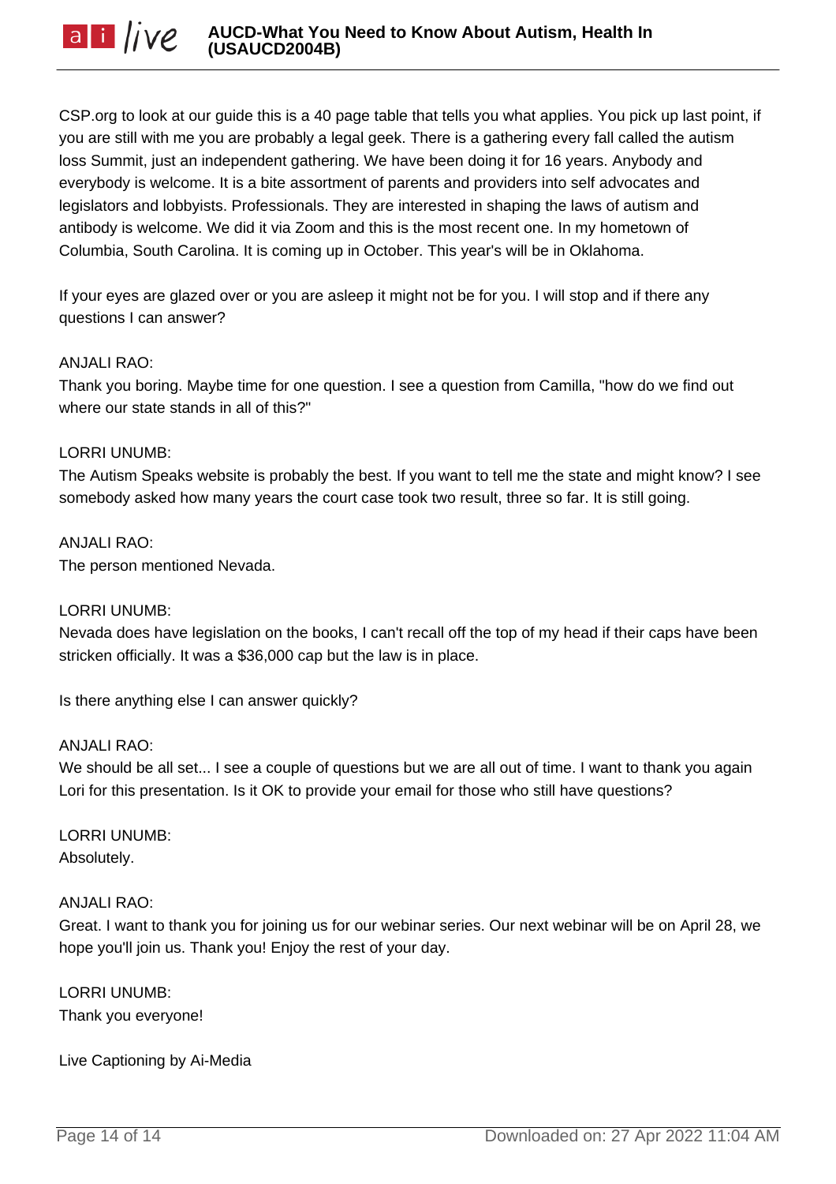CSP.org to look at our guide this is a 40 page table that tells you what applies. You pick up last point, if you are still with me you are probably a legal geek. There is a gathering every fall called the autism loss Summit, just an independent gathering. We have been doing it for 16 years. Anybody and everybody is welcome. It is a bite assortment of parents and providers into self advocates and legislators and lobbyists. Professionals. They are interested in shaping the laws of autism and antibody is welcome. We did it via Zoom and this is the most recent one. In my hometown of Columbia, South Carolina. It is coming up in October. This year's will be in Oklahoma.

If your eyes are glazed over or you are asleep it might not be for you. I will stop and if there any questions I can answer?

ANJALI RAO:
Thank you boring. Maybe time for one question. I see a question from Camilla, "how do we find out where our state stands in all of this?"

LORRI UNUMB:
The Autism Speaks website is probably the best. If you want to tell me the state and might know? I see somebody asked how many years the court case took two result, three so far. It is still going.

ANJALI RAO:
The person mentioned Nevada.

LORRI UNUMB:
Nevada does have legislation on the books, I can't recall off the top of my head if their caps have been stricken officially. It was a $36,000 cap but the law is in place.

Is there anything else I can answer quickly?

ANJALI RAO:
We should be all set... I see a couple of questions but we are all out of time. I want to thank you again Lori for this presentation. Is it OK to provide your email for those who still have questions?

LORRI UNUMB:
Absolutely.

ANJALI RAO:
Great. I want to thank you for joining us for our webinar series. Our next webinar will be on April 28, we hope you'll join us. Thank you! Enjoy the rest of your day.

LORRI UNUMB:
Thank you everyone!

Live Captioning by Ai-Media